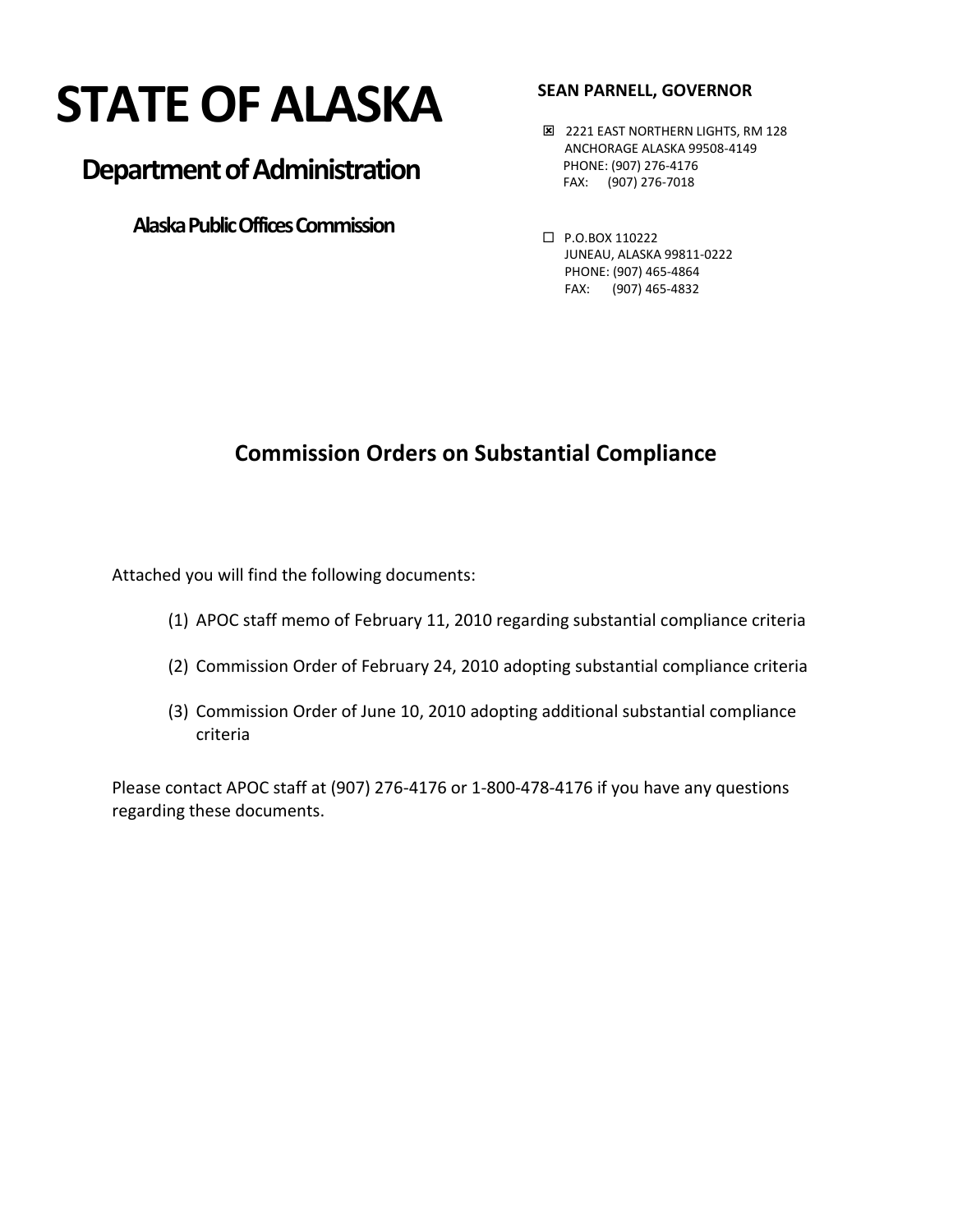# STATE OF ALASKA

## Department of Administration

### Alaska Public Offices Commission

**SEAN PARNELL, GOVERNOR**

☒ 2221 EAST NORTHERN LIGHTS, RM 128
ANCHORAGE ALASKA 99508-4149
PHONE: (907) 276-4176
FAX: (907) 276-7018

☐ P.O.BOX 110222
JUNEAU, ALASKA 99811-0222
PHONE: (907) 465-4864
FAX: (907) 465-4832

## Commission Orders on Substantial Compliance

Attached you will find the following documents:

(1) APOC staff memo of February 11, 2010 regarding substantial compliance criteria

(2) Commission Order of February 24, 2010 adopting substantial compliance criteria

(3) Commission Order of June 10, 2010 adopting additional substantial compliance criteria

Please contact APOC staff at (907) 276-4176 or 1-800-478-4176 if you have any questions regarding these documents.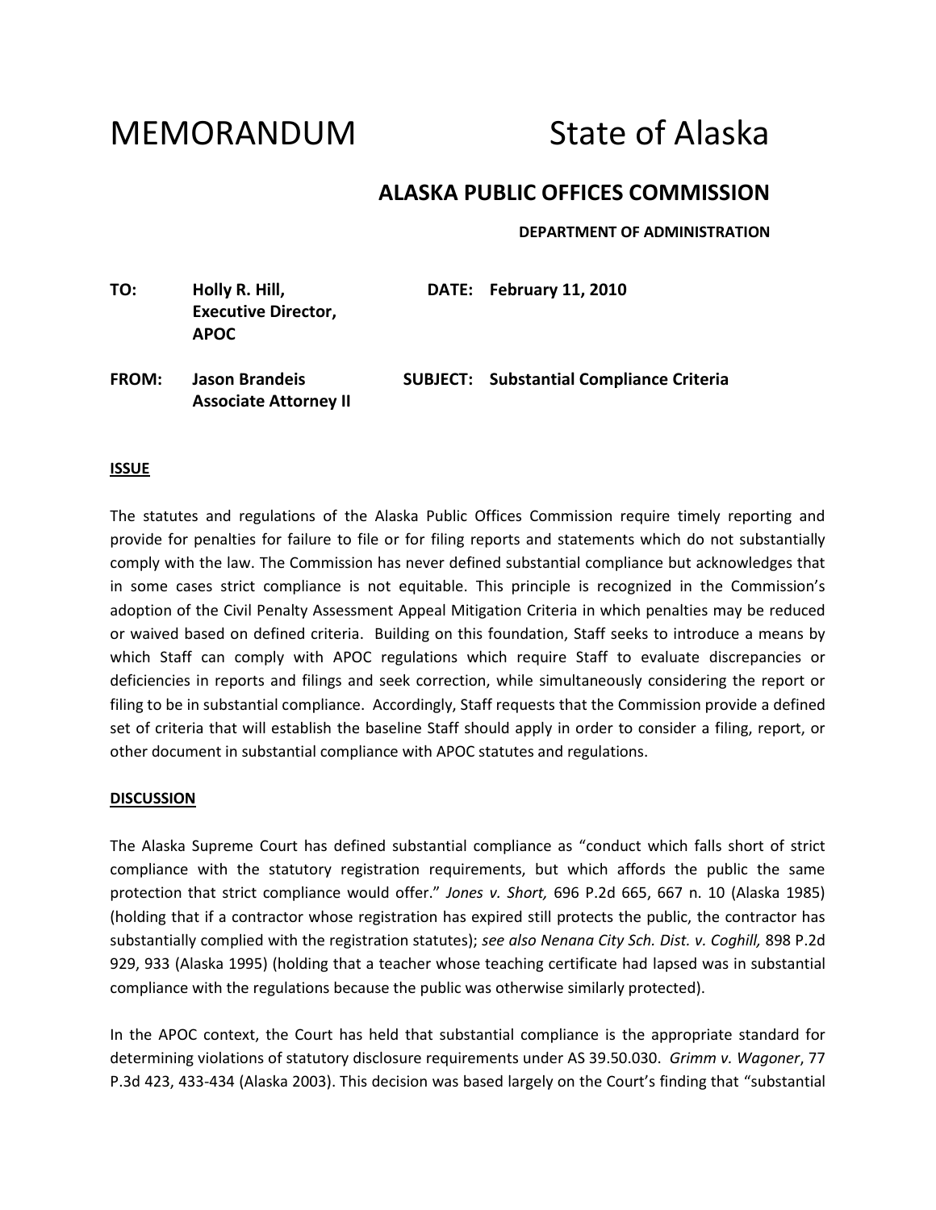# MEMORANDUM State of Alaska

## ALASKA PUBLIC OFFICES COMMISSION

**DEPARTMENT OF ADMINISTRATION**

**TO:** **Holly R. Hill, Executive Director, APOC**

**DATE:** **February 11, 2010**

**FROM:** **Jason Brandeis Associate Attorney II**

**SUBJECT:** **Substantial Compliance Criteria**

**ISSUE**

The statutes and regulations of the Alaska Public Offices Commission require timely reporting and provide for penalties for failure to file or for filing reports and statements which do not substantially comply with the law. The Commission has never defined substantial compliance but acknowledges that in some cases strict compliance is not equitable. This principle is recognized in the Commission's adoption of the Civil Penalty Assessment Appeal Mitigation Criteria in which penalties may be reduced or waived based on defined criteria. Building on this foundation, Staff seeks to introduce a means by which Staff can comply with APOC regulations which require Staff to evaluate discrepancies or deficiencies in reports and filings and seek correction, while simultaneously considering the report or filing to be in substantial compliance. Accordingly, Staff requests that the Commission provide a defined set of criteria that will establish the baseline Staff should apply in order to consider a filing, report, or other document in substantial compliance with APOC statutes and regulations.

**DISCUSSION**

The Alaska Supreme Court has defined substantial compliance as "conduct which falls short of strict compliance with the statutory registration requirements, but which affords the public the same protection that strict compliance would offer." *Jones v. Short,* 696 P.2d 665, 667 n. 10 (Alaska 1985) (holding that if a contractor whose registration has expired still protects the public, the contractor has substantially complied with the registration statutes); *see also Nenana City Sch. Dist. v. Coghill,* 898 P.2d 929, 933 (Alaska 1995) (holding that a teacher whose teaching certificate had lapsed was in substantial compliance with the regulations because the public was otherwise similarly protected).

In the APOC context, the Court has held that substantial compliance is the appropriate standard for determining violations of statutory disclosure requirements under AS 39.50.030. *Grimm v. Wagoner*, 77 P.3d 423, 433-434 (Alaska 2003). This decision was based largely on the Court's finding that "substantial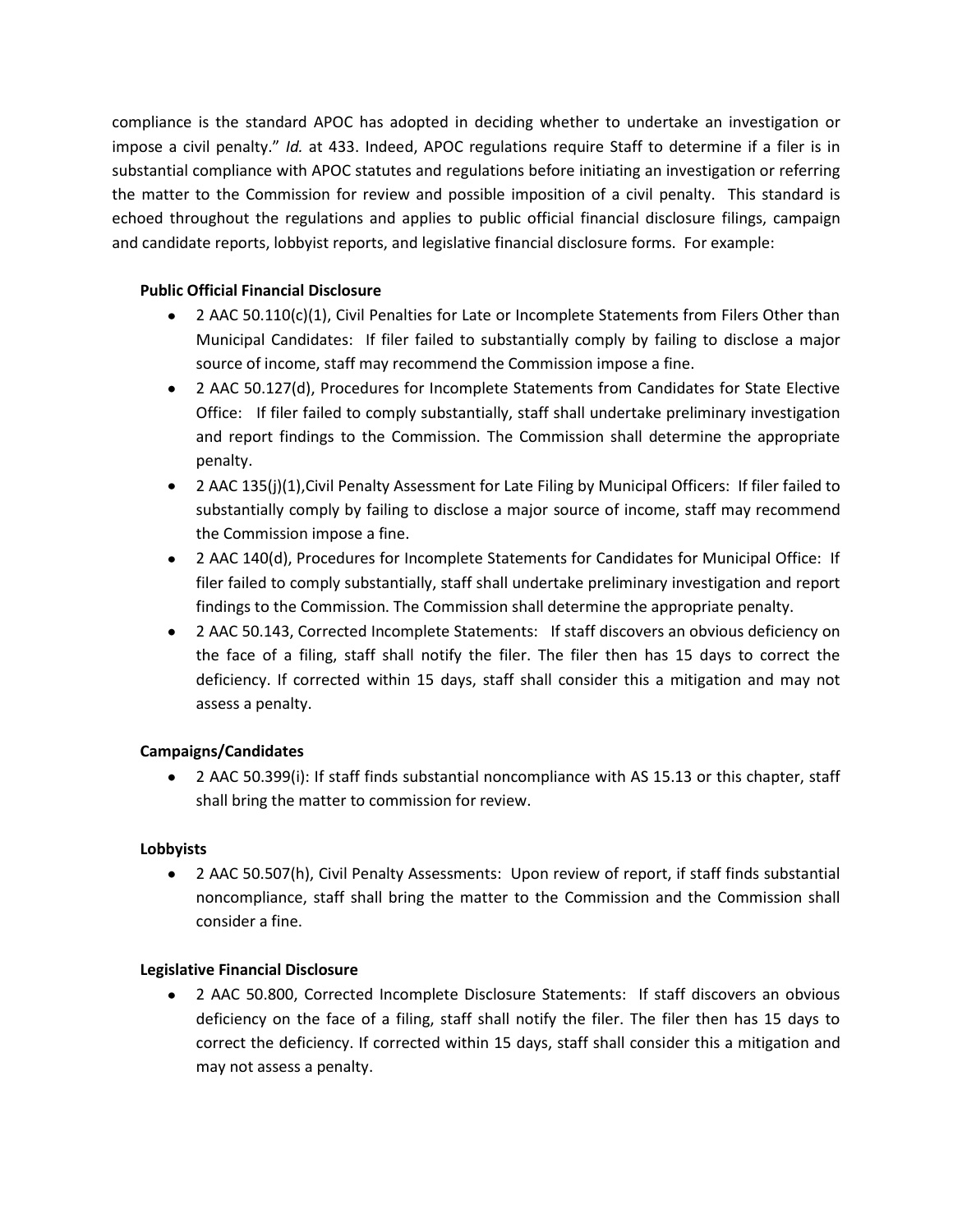compliance is the standard APOC has adopted in deciding whether to undertake an investigation or impose a civil penalty." *Id.* at 433. Indeed, APOC regulations require Staff to determine if a filer is in substantial compliance with APOC statutes and regulations before initiating an investigation or referring the matter to the Commission for review and possible imposition of a civil penalty. This standard is echoed throughout the regulations and applies to public official financial disclosure filings, campaign and candidate reports, lobbyist reports, and legislative financial disclosure forms. For example:

**Public Official Financial Disclosure**

- 2 AAC 50.110(c)(1), Civil Penalties for Late or Incomplete Statements from Filers Other than Municipal Candidates: If filer failed to substantially comply by failing to disclose a major source of income, staff may recommend the Commission impose a fine.
- 2 AAC 50.127(d), Procedures for Incomplete Statements from Candidates for State Elective Office: If filer failed to comply substantially, staff shall undertake preliminary investigation and report findings to the Commission. The Commission shall determine the appropriate penalty.
- 2 AAC 135(j)(1),Civil Penalty Assessment for Late Filing by Municipal Officers: If filer failed to substantially comply by failing to disclose a major source of income, staff may recommend the Commission impose a fine.
- 2 AAC 140(d), Procedures for Incomplete Statements for Candidates for Municipal Office: If filer failed to comply substantially, staff shall undertake preliminary investigation and report findings to the Commission. The Commission shall determine the appropriate penalty.
- 2 AAC 50.143, Corrected Incomplete Statements: If staff discovers an obvious deficiency on the face of a filing, staff shall notify the filer. The filer then has 15 days to correct the deficiency. If corrected within 15 days, staff shall consider this a mitigation and may not assess a penalty.

**Campaigns/Candidates**

- 2 AAC 50.399(i): If staff finds substantial noncompliance with AS 15.13 or this chapter, staff shall bring the matter to commission for review.

**Lobbyists**

- 2 AAC 50.507(h), Civil Penalty Assessments: Upon review of report, if staff finds substantial noncompliance, staff shall bring the matter to the Commission and the Commission shall consider a fine.

**Legislative Financial Disclosure**

- 2 AAC 50.800, Corrected Incomplete Disclosure Statements: If staff discovers an obvious deficiency on the face of a filing, staff shall notify the filer. The filer then has 15 days to correct the deficiency. If corrected within 15 days, staff shall consider this a mitigation and may not assess a penalty.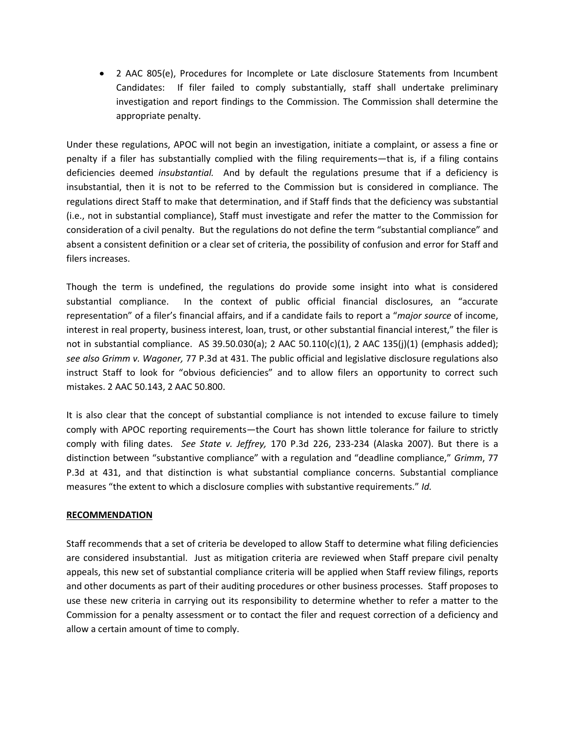- 2 AAC 805(e), Procedures for Incomplete or Late disclosure Statements from Incumbent Candidates: If filer failed to comply substantially, staff shall undertake preliminary investigation and report findings to the Commission. The Commission shall determine the appropriate penalty.

Under these regulations, APOC will not begin an investigation, initiate a complaint, or assess a fine or penalty if a filer has substantially complied with the filing requirements—that is, if a filing contains deficiencies deemed *insubstantial.* And by default the regulations presume that if a deficiency is insubstantial, then it is not to be referred to the Commission but is considered in compliance. The regulations direct Staff to make that determination, and if Staff finds that the deficiency was substantial (i.e., not in substantial compliance), Staff must investigate and refer the matter to the Commission for consideration of a civil penalty. But the regulations do not define the term "substantial compliance" and absent a consistent definition or a clear set of criteria, the possibility of confusion and error for Staff and filers increases.

Though the term is undefined, the regulations do provide some insight into what is considered substantial compliance. In the context of public official financial disclosures, an "accurate representation" of a filer's financial affairs, and if a candidate fails to report a "*major source* of income, interest in real property, business interest, loan, trust, or other substantial financial interest," the filer is not in substantial compliance. AS 39.50.030(a); 2 AAC 50.110(c)(1), 2 AAC 135(j)(1) (emphasis added); *see also Grimm v. Wagoner,* 77 P.3d at 431. The public official and legislative disclosure regulations also instruct Staff to look for "obvious deficiencies" and to allow filers an opportunity to correct such mistakes. 2 AAC 50.143, 2 AAC 50.800.

It is also clear that the concept of substantial compliance is not intended to excuse failure to timely comply with APOC reporting requirements—the Court has shown little tolerance for failure to strictly comply with filing dates. *See State v. Jeffrey,* 170 P.3d 226, 233-234 (Alaska 2007). But there is a distinction between "substantive compliance" with a regulation and "deadline compliance," *Grimm*, 77 P.3d at 431, and that distinction is what substantial compliance concerns. Substantial compliance measures "the extent to which a disclosure complies with substantive requirements." *Id.*

**RECOMMENDATION**

Staff recommends that a set of criteria be developed to allow Staff to determine what filing deficiencies are considered insubstantial. Just as mitigation criteria are reviewed when Staff prepare civil penalty appeals, this new set of substantial compliance criteria will be applied when Staff review filings, reports and other documents as part of their auditing procedures or other business processes. Staff proposes to use these new criteria in carrying out its responsibility to determine whether to refer a matter to the Commission for a penalty assessment or to contact the filer and request correction of a deficiency and allow a certain amount of time to comply.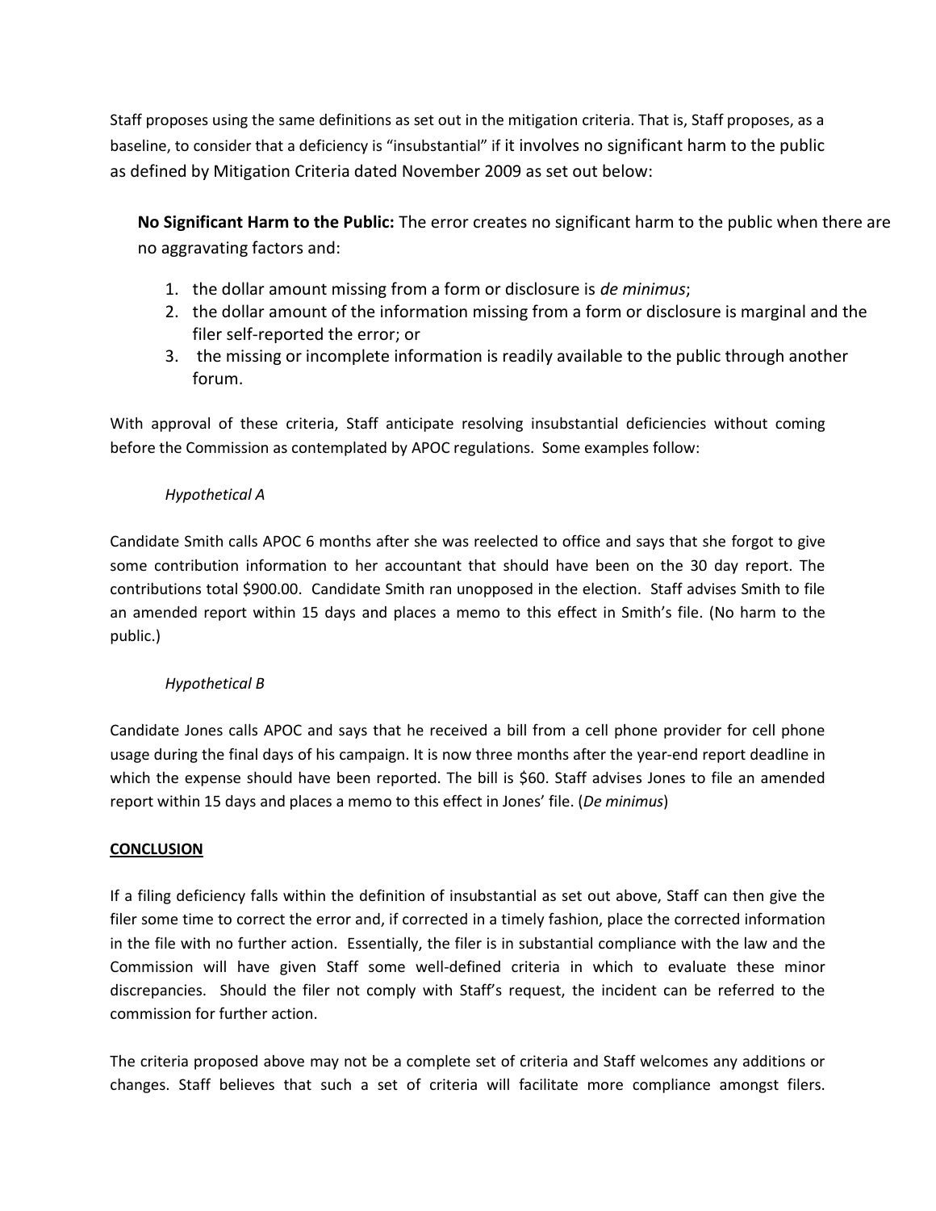Staff proposes using the same definitions as set out in the mitigation criteria. That is, Staff proposes, as a baseline, to consider that a deficiency is "insubstantial" if it involves no significant harm to the public as defined by Mitigation Criteria dated November 2009 as set out below:

> **No Significant Harm to the Public:** The error creates no significant harm to the public when there are no aggravating factors and:
>
> 1. the dollar amount missing from a form or disclosure is *de minimus*;
> 2. the dollar amount of the information missing from a form or disclosure is marginal and the filer self-reported the error; or
> 3. the missing or incomplete information is readily available to the public through another forum.

With approval of these criteria, Staff anticipate resolving insubstantial deficiencies without coming before the Commission as contemplated by APOC regulations. Some examples follow:

*Hypothetical A*

Candidate Smith calls APOC 6 months after she was reelected to office and says that she forgot to give some contribution information to her accountant that should have been on the 30 day report. The contributions total $900.00. Candidate Smith ran unopposed in the election. Staff advises Smith to file an amended report within 15 days and places a memo to this effect in Smith's file. (No harm to the public.)

*Hypothetical B*

Candidate Jones calls APOC and says that he received a bill from a cell phone provider for cell phone usage during the final days of his campaign. It is now three months after the year-end report deadline in which the expense should have been reported. The bill is $60. Staff advises Jones to file an amended report within 15 days and places a memo to this effect in Jones' file. (*De minimus*)

**CONCLUSION**

If a filing deficiency falls within the definition of insubstantial as set out above, Staff can then give the filer some time to correct the error and, if corrected in a timely fashion, place the corrected information in the file with no further action. Essentially, the filer is in substantial compliance with the law and the Commission will have given Staff some well-defined criteria in which to evaluate these minor discrepancies. Should the filer not comply with Staff's request, the incident can be referred to the commission for further action.

The criteria proposed above may not be a complete set of criteria and Staff welcomes any additions or changes. Staff believes that such a set of criteria will facilitate more compliance amongst filers.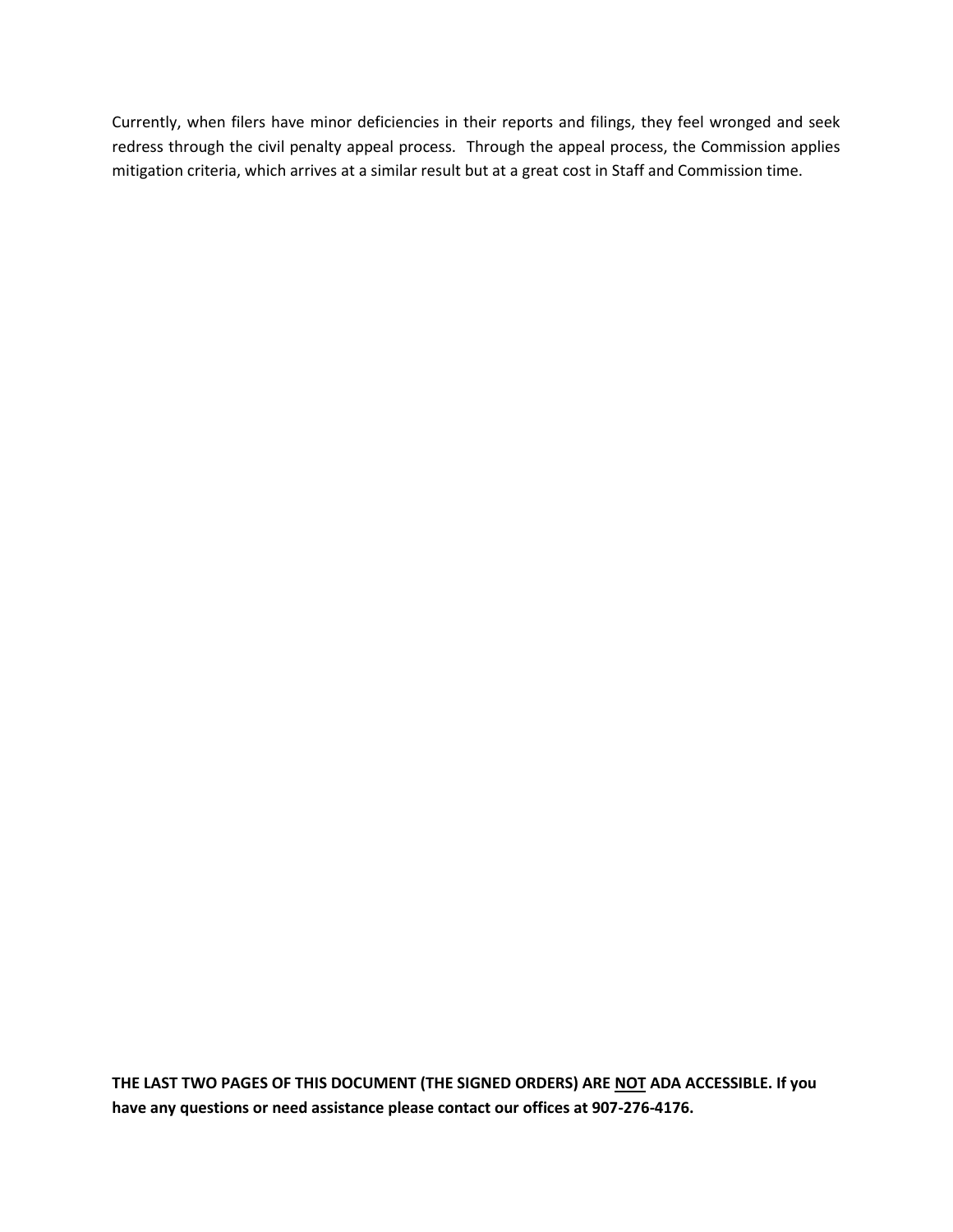Currently, when filers have minor deficiencies in their reports and filings, they feel wronged and seek redress through the civil penalty appeal process. Through the appeal process, the Commission applies mitigation criteria, which arrives at a similar result but at a great cost in Staff and Commission time.

**THE LAST TWO PAGES OF THIS DOCUMENT (THE SIGNED ORDERS) ARE <u>NOT</u> ADA ACCESSIBLE. If you have any questions or need assistance please contact our offices at 907-276-4176.**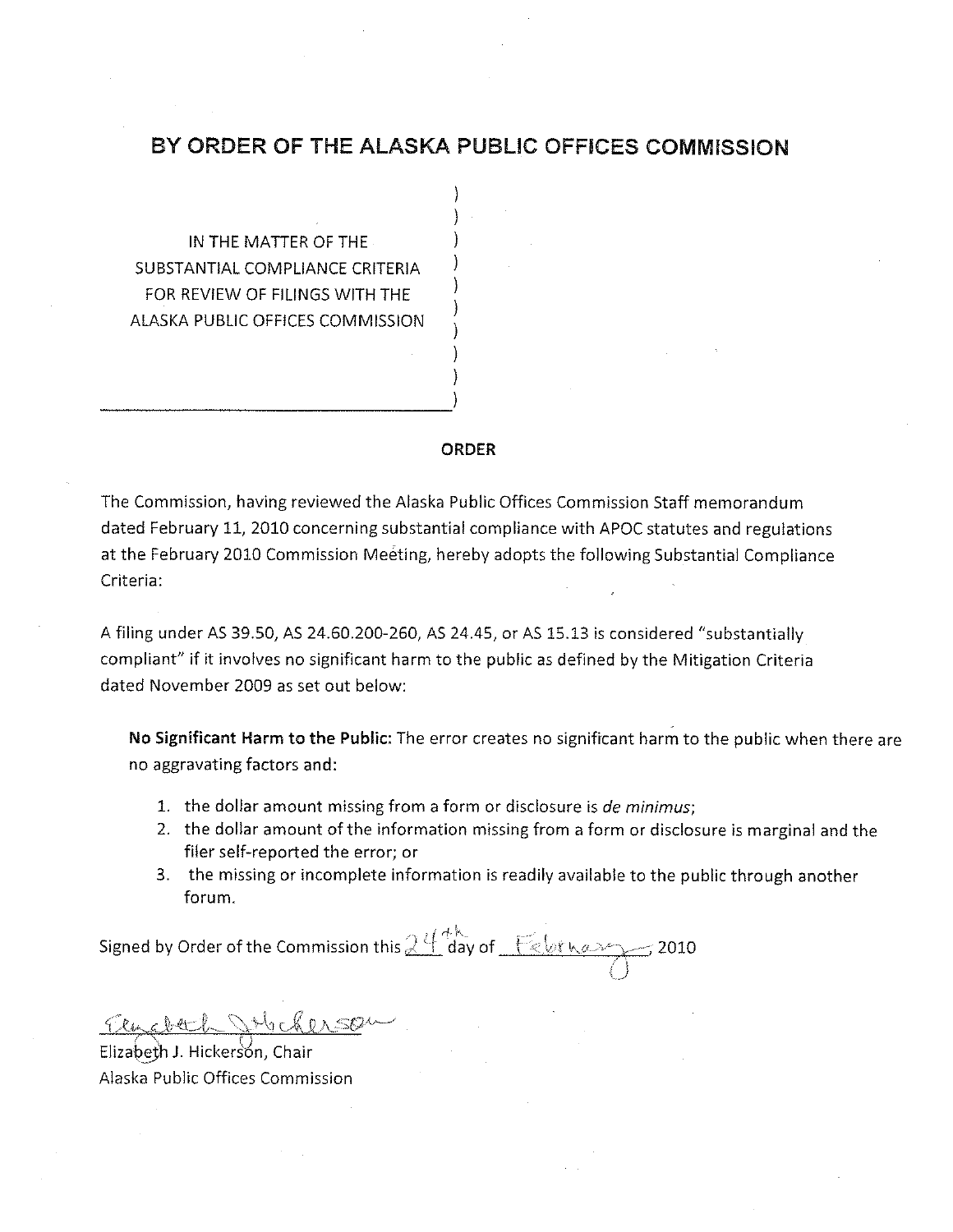# BY ORDER OF THE ALASKA PUBLIC OFFICES COMMISSION

IN THE MATTER OF THE
SUBSTANTIAL COMPLIANCE CRITERIA
FOR REVIEW OF FILINGS WITH THE
ALASKA PUBLIC OFFICES COMMISSION

**ORDER**

The Commission, having reviewed the Alaska Public Offices Commission Staff memorandum dated February 11, 2010 concerning substantial compliance with APOC statutes and regulations at the February 2010 Commission Meeting, hereby adopts the following Substantial Compliance Criteria:

A filing under AS 39.50, AS 24.60.200-260, AS 24.45, or AS 15.13 is considered "substantially compliant" if it involves no significant harm to the public as defined by the Mitigation Criteria dated November 2009 as set out below:

> **No Significant Harm to the Public:** The error creates no significant harm to the public when there are no aggravating factors and:
>
> 1. the dollar amount missing from a form or disclosure is *de minimus*;
> 2. the dollar amount of the information missing from a form or disclosure is marginal and the filer self-reported the error; or
> 3. the missing or incomplete information is readily available to the public through another forum.

Signed by Order of the Commission this 24th day of February 2010

Elizabeth J. Hickerson, Chair
Alaska Public Offices Commission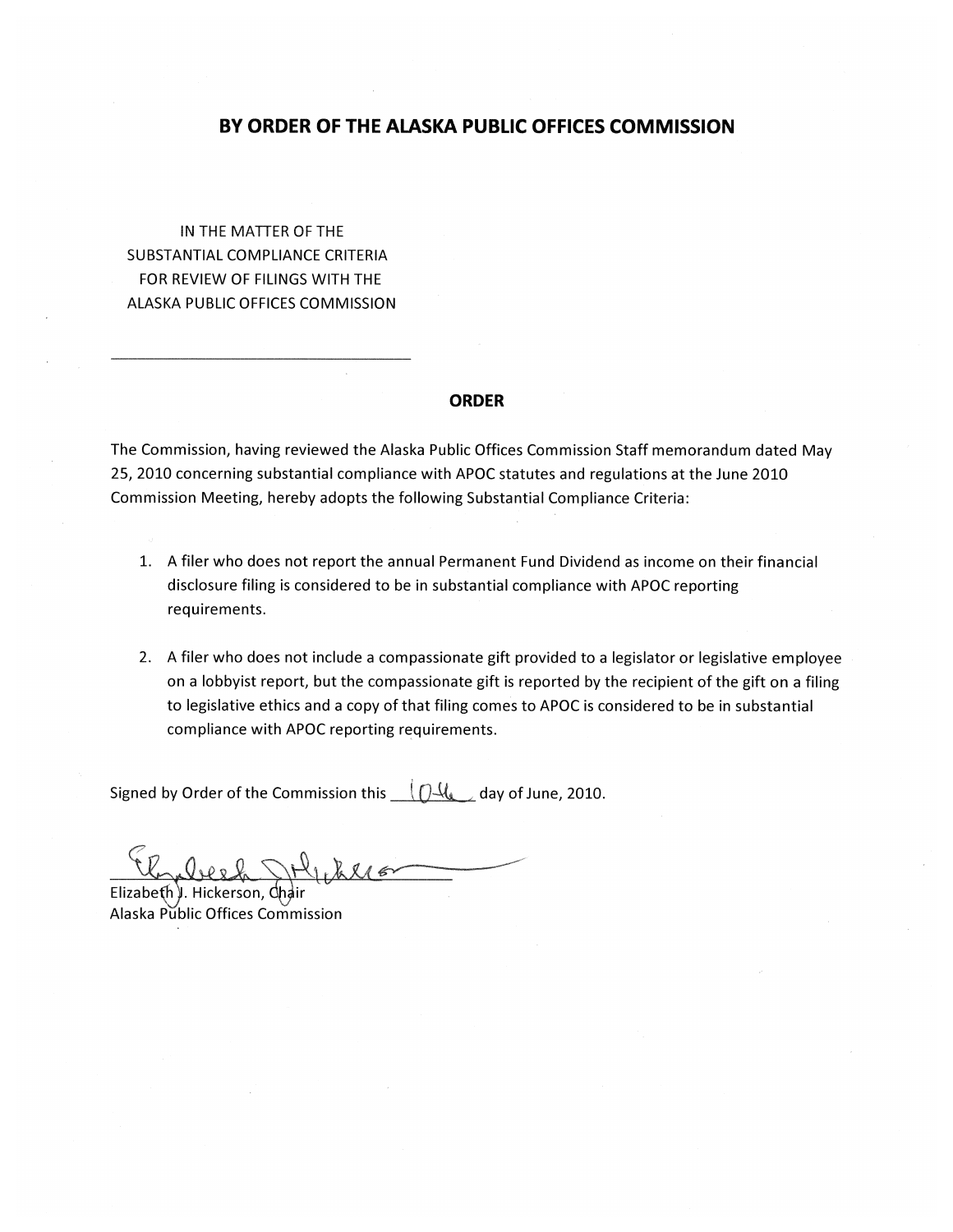# BY ORDER OF THE ALASKA PUBLIC OFFICES COMMISSION

IN THE MATTER OF THE
SUBSTANTIAL COMPLIANCE CRITERIA
FOR REVIEW OF FILINGS WITH THE
ALASKA PUBLIC OFFICES COMMISSION

## ORDER

The Commission, having reviewed the Alaska Public Offices Commission Staff memorandum dated May 25, 2010 concerning substantial compliance with APOC statutes and regulations at the June 2010 Commission Meeting, hereby adopts the following Substantial Compliance Criteria:

1. A filer who does not report the annual Permanent Fund Dividend as income on their financial disclosure filing is considered to be in substantial compliance with APOC reporting requirements.

2. A filer who does not include a compassionate gift provided to a legislator or legislative employee on a lobbyist report, but the compassionate gift is reported by the recipient of the gift on a filing to legislative ethics and a copy of that filing comes to APOC is considered to be in substantial compliance with APOC reporting requirements.

Signed by Order of the Commission this 10th day of June, 2010.

Elizabeth J. Hickerson, Chair
Alaska Public Offices Commission